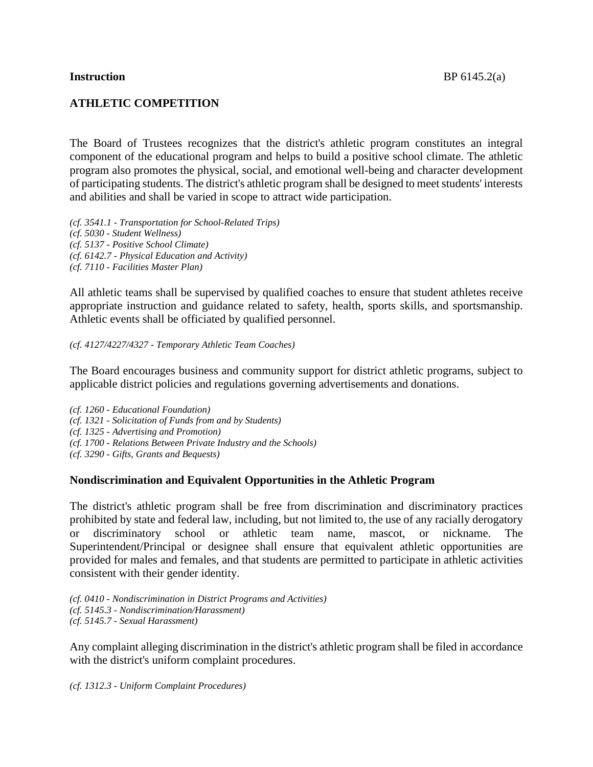**Instruction** BP 6145.2(a)

# ATHLETIC COMPETITION

The Board of Trustees recognizes that the district's athletic program constitutes an integral component of the educational program and helps to build a positive school climate. The athletic program also promotes the physical, social, and emotional well-being and character development of participating students. The district's athletic program shall be designed to meet students' interests and abilities and shall be varied in scope to attract wide participation.

*(cf. 3541.1 - Transportation for School-Related Trips)*
*(cf. 5030 - Student Wellness)*
*(cf. 5137 - Positive School Climate)*
*(cf. 6142.7 - Physical Education and Activity)*
*(cf. 7110 - Facilities Master Plan)*

All athletic teams shall be supervised by qualified coaches to ensure that student athletes receive appropriate instruction and guidance related to safety, health, sports skills, and sportsmanship. Athletic events shall be officiated by qualified personnel.

*(cf. 4127/4227/4327 - Temporary Athletic Team Coaches)*

The Board encourages business and community support for district athletic programs, subject to applicable district policies and regulations governing advertisements and donations.

*(cf. 1260 - Educational Foundation)*
*(cf. 1321 - Solicitation of Funds from and by Students)*
*(cf. 1325 - Advertising and Promotion)*
*(cf. 1700 - Relations Between Private Industry and the Schools)*
*(cf. 3290 - Gifts, Grants and Bequests)*

## Nondiscrimination and Equivalent Opportunities in the Athletic Program

The district's athletic program shall be free from discrimination and discriminatory practices prohibited by state and federal law, including, but not limited to, the use of any racially derogatory or discriminatory school or athletic team name, mascot, or nickname. The Superintendent/Principal or designee shall ensure that equivalent athletic opportunities are provided for males and females, and that students are permitted to participate in athletic activities consistent with their gender identity.

*(cf. 0410 - Nondiscrimination in District Programs and Activities)*
*(cf. 5145.3 - Nondiscrimination/Harassment)*
*(cf. 5145.7 - Sexual Harassment)*

Any complaint alleging discrimination in the district's athletic program shall be filed in accordance with the district's uniform complaint procedures.

*(cf. 1312.3 - Uniform Complaint Procedures)*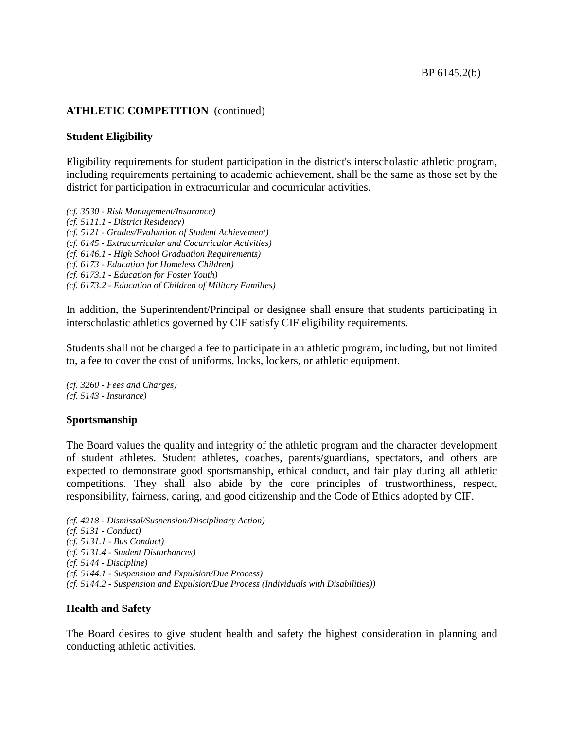**ATHLETIC COMPETITION** (continued)

**Student Eligibility**

Eligibility requirements for student participation in the district's interscholastic athletic program, including requirements pertaining to academic achievement, shall be the same as those set by the district for participation in extracurricular and cocurricular activities.

*(cf. 3530 - Risk Management/Insurance)*
*(cf. 5111.1 - District Residency)*
*(cf. 5121 - Grades/Evaluation of Student Achievement)*
*(cf. 6145 - Extracurricular and Cocurricular Activities)*
*(cf. 6146.1 - High School Graduation Requirements)*
*(cf. 6173 - Education for Homeless Children)*
*(cf. 6173.1 - Education for Foster Youth)*
*(cf. 6173.2 - Education of Children of Military Families)*

In addition, the Superintendent/Principal or designee shall ensure that students participating in interscholastic athletics governed by CIF satisfy CIF eligibility requirements.

Students shall not be charged a fee to participate in an athletic program, including, but not limited to, a fee to cover the cost of uniforms, locks, lockers, or athletic equipment.

*(cf. 3260 - Fees and Charges)*
*(cf. 5143 - Insurance)*

**Sportsmanship**

The Board values the quality and integrity of the athletic program and the character development of student athletes. Student athletes, coaches, parents/guardians, spectators, and others are expected to demonstrate good sportsmanship, ethical conduct, and fair play during all athletic competitions. They shall also abide by the core principles of trustworthiness, respect, responsibility, fairness, caring, and good citizenship and the Code of Ethics adopted by CIF.

*(cf. 4218 - Dismissal/Suspension/Disciplinary Action)*
*(cf. 5131 - Conduct)*
*(cf. 5131.1 - Bus Conduct)*
*(cf. 5131.4 - Student Disturbances)*
*(cf. 5144 - Discipline)*
*(cf. 5144.1 - Suspension and Expulsion/Due Process)*
*(cf. 5144.2 - Suspension and Expulsion/Due Process (Individuals with Disabilities))*

**Health and Safety**

The Board desires to give student health and safety the highest consideration in planning and conducting athletic activities.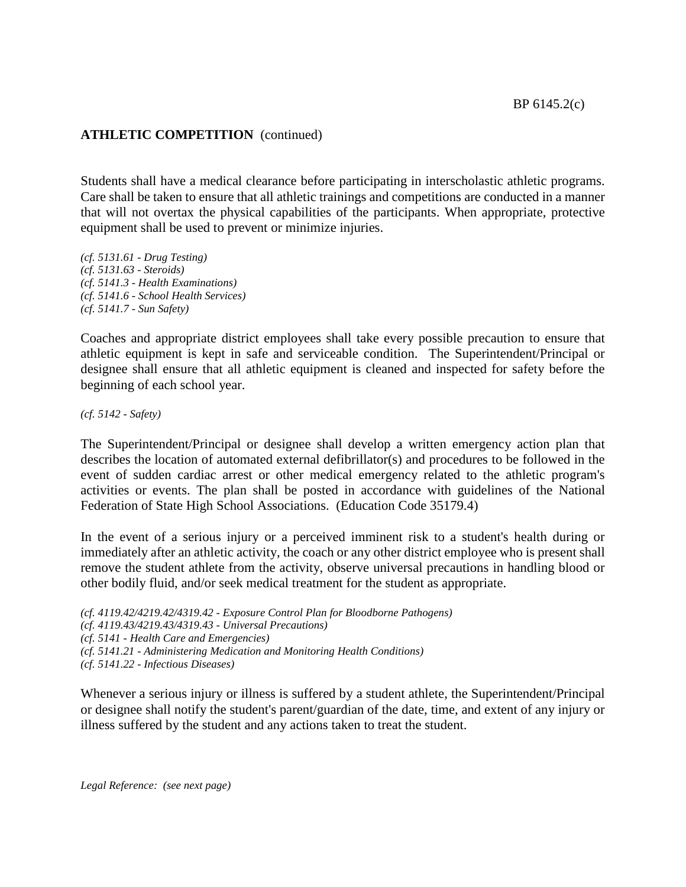**ATHLETIC COMPETITION** (continued)

Students shall have a medical clearance before participating in interscholastic athletic programs. Care shall be taken to ensure that all athletic trainings and competitions are conducted in a manner that will not overtax the physical capabilities of the participants. When appropriate, protective equipment shall be used to prevent or minimize injuries.

*(cf. 5131.61 - Drug Testing)*
*(cf. 5131.63 - Steroids)*
*(cf. 5141.3 - Health Examinations)*
*(cf. 5141.6 - School Health Services)*
*(cf. 5141.7 - Sun Safety)*

Coaches and appropriate district employees shall take every possible precaution to ensure that athletic equipment is kept in safe and serviceable condition. The Superintendent/Principal or designee shall ensure that all athletic equipment is cleaned and inspected for safety before the beginning of each school year.

*(cf. 5142 - Safety)*

The Superintendent/Principal or designee shall develop a written emergency action plan that describes the location of automated external defibrillator(s) and procedures to be followed in the event of sudden cardiac arrest or other medical emergency related to the athletic program's activities or events. The plan shall be posted in accordance with guidelines of the National Federation of State High School Associations. (Education Code 35179.4)

In the event of a serious injury or a perceived imminent risk to a student's health during or immediately after an athletic activity, the coach or any other district employee who is present shall remove the student athlete from the activity, observe universal precautions in handling blood or other bodily fluid, and/or seek medical treatment for the student as appropriate.

*(cf. 4119.42/4219.42/4319.42 - Exposure Control Plan for Bloodborne Pathogens)*
*(cf. 4119.43/4219.43/4319.43 - Universal Precautions)*
*(cf. 5141 - Health Care and Emergencies)*
*(cf. 5141.21 - Administering Medication and Monitoring Health Conditions)*
*(cf. 5141.22 - Infectious Diseases)*

Whenever a serious injury or illness is suffered by a student athlete, the Superintendent/Principal or designee shall notify the student's parent/guardian of the date, time, and extent of any injury or illness suffered by the student and any actions taken to treat the student.

*Legal Reference: (see next page)*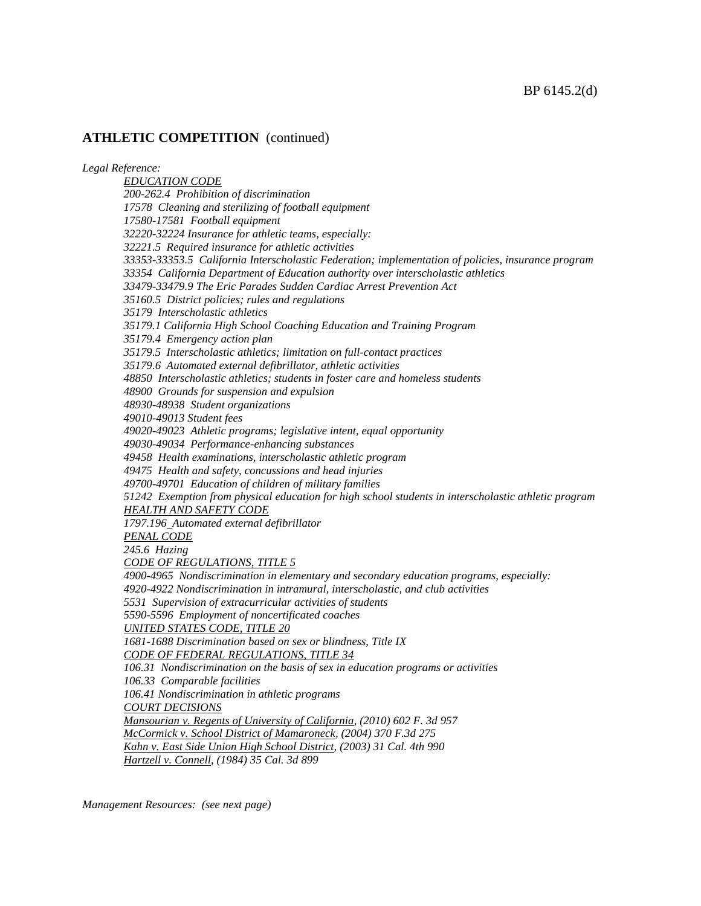## ATHLETIC COMPETITION (continued)

*Legal Reference:*

*EDUCATION CODE*
*200-262.4 Prohibition of discrimination*
*17578 Cleaning and sterilizing of football equipment*
*17580-17581 Football equipment*
*32220-32224 Insurance for athletic teams, especially:*
*32221.5 Required insurance for athletic activities*
*33353-33353.5 California Interscholastic Federation; implementation of policies, insurance program*
*33354 California Department of Education authority over interscholastic athletics*
*33479-33479.9 The Eric Parades Sudden Cardiac Arrest Prevention Act*
*35160.5 District policies; rules and regulations*
*35179 Interscholastic athletics*
*35179.1 California High School Coaching Education and Training Program*
*35179.4 Emergency action plan*
*35179.5 Interscholastic athletics; limitation on full-contact practices*
*35179.6 Automated external defibrillator, athletic activities*
*48850 Interscholastic athletics; students in foster care and homeless students*
*48900 Grounds for suspension and expulsion*
*48930-48938 Student organizations*
*49010-49013 Student fees*
*49020-49023 Athletic programs; legislative intent, equal opportunity*
*49030-49034 Performance-enhancing substances*
*49458 Health examinations, interscholastic athletic program*
*49475 Health and safety, concussions and head injuries*
*49700-49701 Education of children of military families*
*51242 Exemption from physical education for high school students in interscholastic athletic program*
*HEALTH AND SAFETY CODE*
*1797.196 Automated external defibrillator*
*PENAL CODE*
*245.6 Hazing*
*CODE OF REGULATIONS, TITLE 5*
*4900-4965 Nondiscrimination in elementary and secondary education programs, especially:*
*4920-4922 Nondiscrimination in intramural, interscholastic, and club activities*
*5531 Supervision of extracurricular activities of students*
*5590-5596 Employment of noncertificated coaches*
*UNITED STATES CODE, TITLE 20*
*1681-1688 Discrimination based on sex or blindness, Title IX*
*CODE OF FEDERAL REGULATIONS, TITLE 34*
*106.31 Nondiscrimination on the basis of sex in education programs or activities*
*106.33 Comparable facilities*
*106.41 Nondiscrimination in athletic programs*
*COURT DECISIONS*
*Mansourian v. Regents of University of California, (2010) 602 F. 3d 957*
*McCormick v. School District of Mamaroneck, (2004) 370 F.3d 275*
*Kahn v. East Side Union High School District, (2003) 31 Cal. 4th 990*
*Hartzell v. Connell, (1984) 35 Cal. 3d 899*

*Management Resources: (see next page)*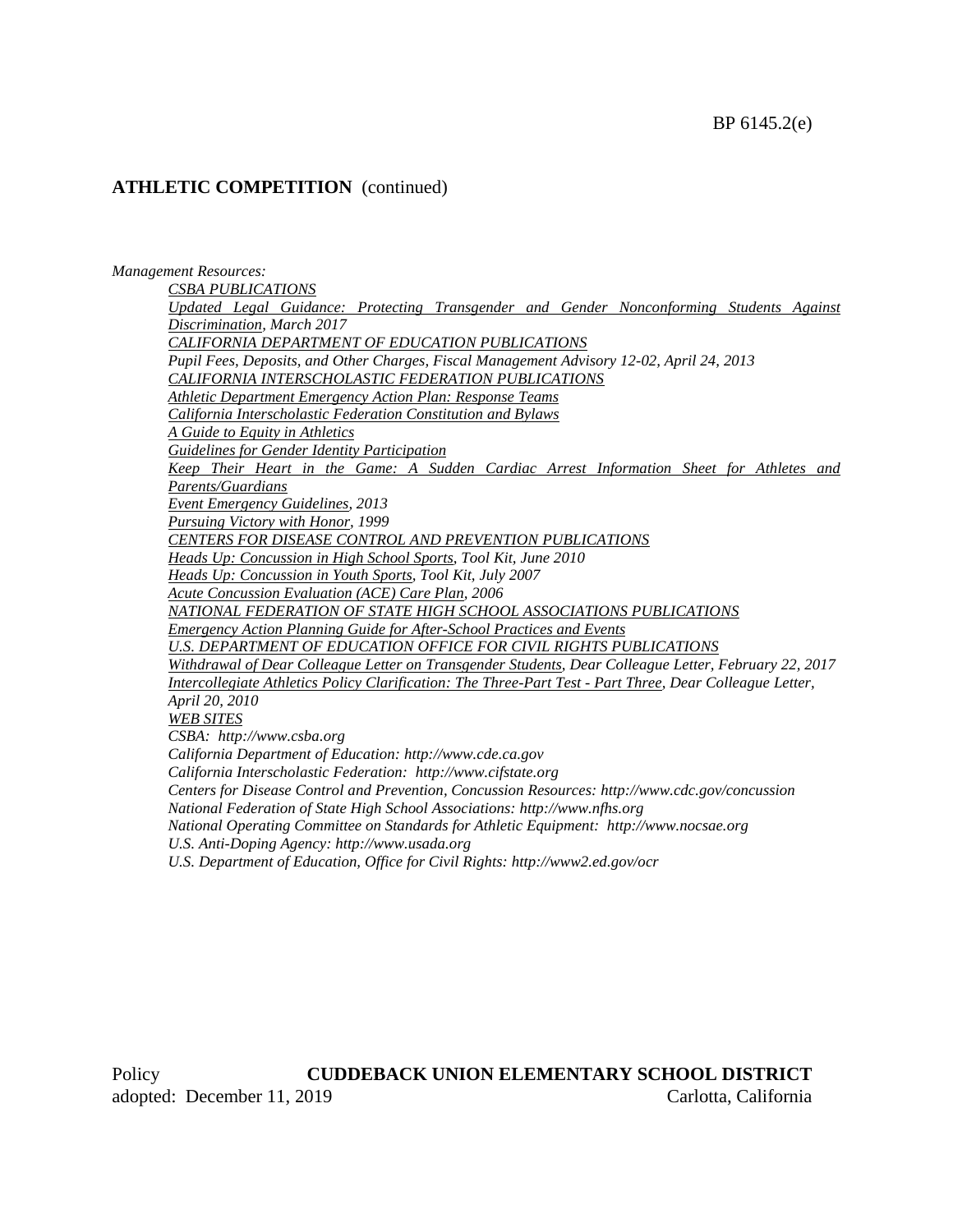**ATHLETIC COMPETITION** (continued)

*Management Resources:*

*CSBA PUBLICATIONS*

*Updated Legal Guidance: Protecting Transgender and Gender Nonconforming Students Against Discrimination, March 2017*

*CALIFORNIA DEPARTMENT OF EDUCATION PUBLICATIONS*

*Pupil Fees, Deposits, and Other Charges, Fiscal Management Advisory 12-02, April 24, 2013*

*CALIFORNIA INTERSCHOLASTIC FEDERATION PUBLICATIONS*

*Athletic Department Emergency Action Plan: Response Teams*

*California Interscholastic Federation Constitution and Bylaws*

*A Guide to Equity in Athletics*

*Guidelines for Gender Identity Participation*

*Keep Their Heart in the Game: A Sudden Cardiac Arrest Information Sheet for Athletes and Parents/Guardians*

*Event Emergency Guidelines, 2013*

*Pursuing Victory with Honor, 1999*

*CENTERS FOR DISEASE CONTROL AND PREVENTION PUBLICATIONS*

*Heads Up: Concussion in High School Sports, Tool Kit, June 2010*

*Heads Up: Concussion in Youth Sports, Tool Kit, July 2007*

*Acute Concussion Evaluation (ACE) Care Plan, 2006*

*NATIONAL FEDERATION OF STATE HIGH SCHOOL ASSOCIATIONS PUBLICATIONS*

*Emergency Action Planning Guide for After-School Practices and Events*

*U.S. DEPARTMENT OF EDUCATION OFFICE FOR CIVIL RIGHTS PUBLICATIONS*

*Withdrawal of Dear Colleague Letter on Transgender Students, Dear Colleague Letter, February 22, 2017*

*Intercollegiate Athletics Policy Clarification: The Three-Part Test - Part Three, Dear Colleague Letter, April 20, 2010*

*WEB SITES*

*CSBA: http://www.csba.org*

*California Department of Education: http://www.cde.ca.gov*

*California Interscholastic Federation: http://www.cifstate.org*

*Centers for Disease Control and Prevention, Concussion Resources: http://www.cdc.gov/concussion*

*National Federation of State High School Associations: http://www.nfhs.org*

*National Operating Committee on Standards for Athletic Equipment: http://www.nocsae.org*

*U.S. Anti-Doping Agency: http://www.usada.org*

*U.S. Department of Education, Office for Civil Rights: http://www2.ed.gov/ocr*

Policy **CUDDEBACK UNION ELEMENTARY SCHOOL DISTRICT**
adopted: December 11, 2019 Carlotta, California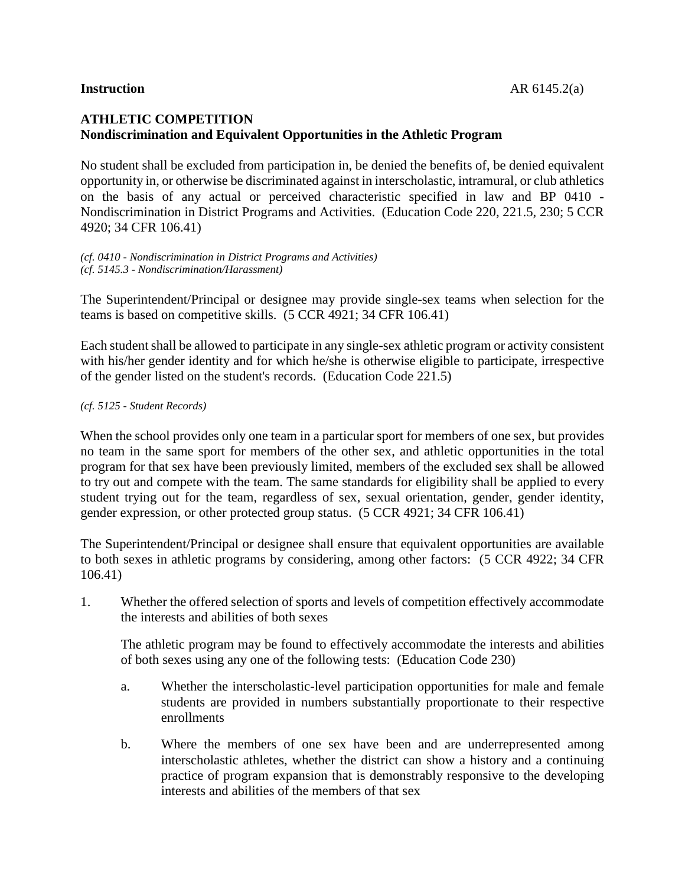**Instruction** AR 6145.2(a)

## ATHLETIC COMPETITION
### Nondiscrimination and Equivalent Opportunities in the Athletic Program

No student shall be excluded from participation in, be denied the benefits of, be denied equivalent opportunity in, or otherwise be discriminated against in interscholastic, intramural, or club athletics on the basis of any actual or perceived characteristic specified in law and BP 0410 - Nondiscrimination in District Programs and Activities. (Education Code 220, 221.5, 230; 5 CCR 4920; 34 CFR 106.41)

*(cf. 0410 - Nondiscrimination in District Programs and Activities)*
*(cf. 5145.3 - Nondiscrimination/Harassment)*

The Superintendent/Principal or designee may provide single-sex teams when selection for the teams is based on competitive skills. (5 CCR 4921; 34 CFR 106.41)

Each student shall be allowed to participate in any single-sex athletic program or activity consistent with his/her gender identity and for which he/she is otherwise eligible to participate, irrespective of the gender listed on the student's records. (Education Code 221.5)

*(cf. 5125 - Student Records)*

When the school provides only one team in a particular sport for members of one sex, but provides no team in the same sport for members of the other sex, and athletic opportunities in the total program for that sex have been previously limited, members of the excluded sex shall be allowed to try out and compete with the team. The same standards for eligibility shall be applied to every student trying out for the team, regardless of sex, sexual orientation, gender, gender identity, gender expression, or other protected group status. (5 CCR 4921; 34 CFR 106.41)

The Superintendent/Principal or designee shall ensure that equivalent opportunities are available to both sexes in athletic programs by considering, among other factors: (5 CCR 4922; 34 CFR 106.41)

1. Whether the offered selection of sports and levels of competition effectively accommodate the interests and abilities of both sexes

   The athletic program may be found to effectively accommodate the interests and abilities of both sexes using any one of the following tests: (Education Code 230)

   a. Whether the interscholastic-level participation opportunities for male and female students are provided in numbers substantially proportionate to their respective enrollments

   b. Where the members of one sex have been and are underrepresented among interscholastic athletes, whether the district can show a history and a continuing practice of program expansion that is demonstrably responsive to the developing interests and abilities of the members of that sex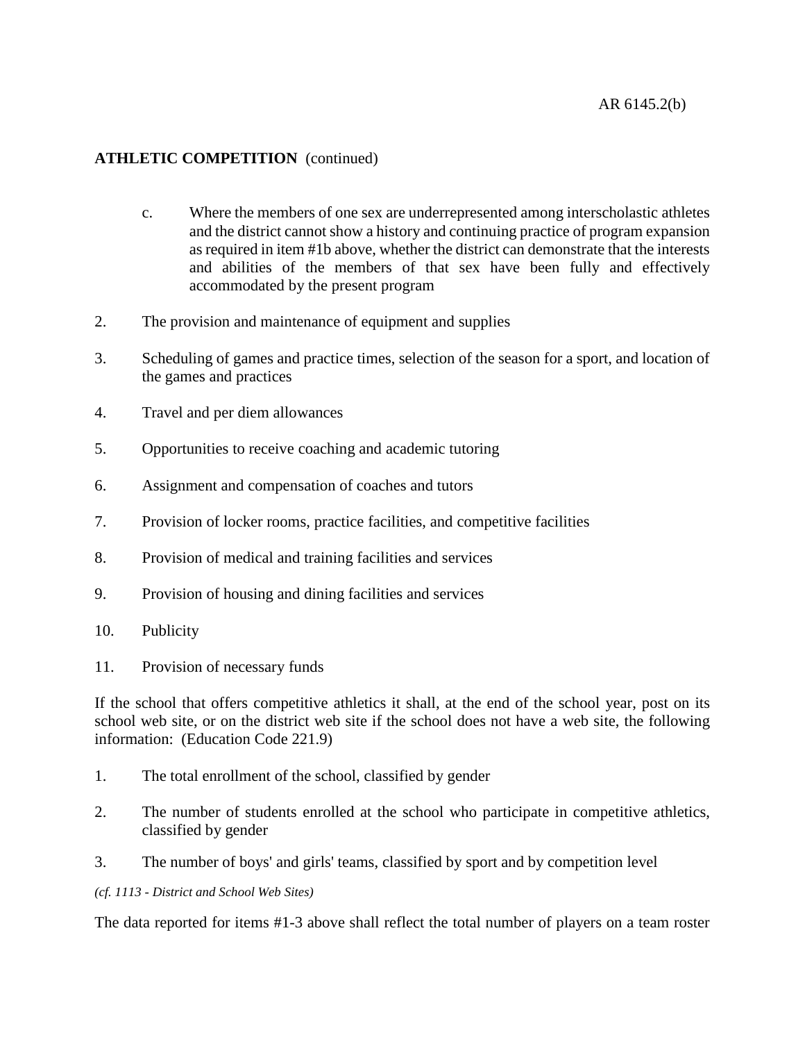**ATHLETIC COMPETITION** (continued)

c. Where the members of one sex are underrepresented among interscholastic athletes and the district cannot show a history and continuing practice of program expansion as required in item #1b above, whether the district can demonstrate that the interests and abilities of the members of that sex have been fully and effectively accommodated by the present program

2. The provision and maintenance of equipment and supplies

3. Scheduling of games and practice times, selection of the season for a sport, and location of the games and practices

4. Travel and per diem allowances

5. Opportunities to receive coaching and academic tutoring

6. Assignment and compensation of coaches and tutors

7. Provision of locker rooms, practice facilities, and competitive facilities

8. Provision of medical and training facilities and services

9. Provision of housing and dining facilities and services

10. Publicity

11. Provision of necessary funds

If the school that offers competitive athletics it shall, at the end of the school year, post on its school web site, or on the district web site if the school does not have a web site, the following information: (Education Code 221.9)

1. The total enrollment of the school, classified by gender

2. The number of students enrolled at the school who participate in competitive athletics, classified by gender

3. The number of boys' and girls' teams, classified by sport and by competition level

*(cf. 1113 - District and School Web Sites)*

The data reported for items #1-3 above shall reflect the total number of players on a team roster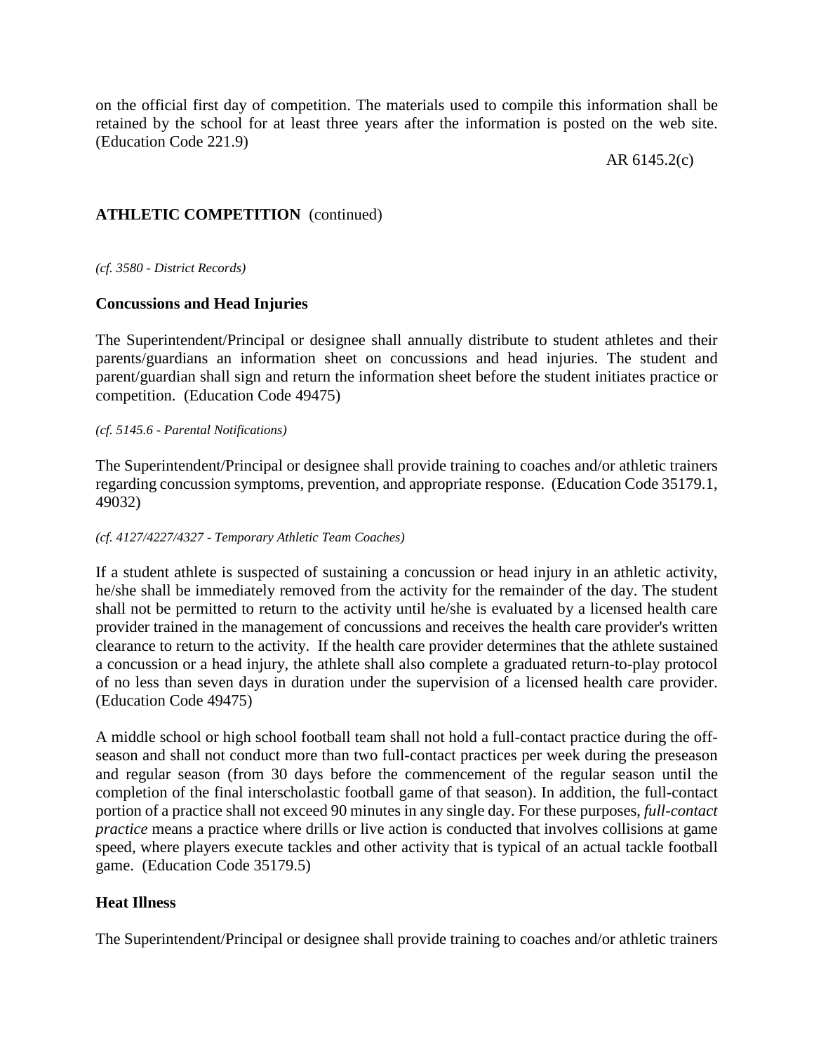on the official first day of competition. The materials used to compile this information shall be retained by the school for at least three years after the information is posted on the web site. (Education Code 221.9)

*(cf. 3580 - District Records)*

## Concussions and Head Injuries

The Superintendent/Principal or designee shall annually distribute to student athletes and their parents/guardians an information sheet on concussions and head injuries. The student and parent/guardian shall sign and return the information sheet before the student initiates practice or competition. (Education Code 49475)

*(cf. 5145.6 - Parental Notifications)*

The Superintendent/Principal or designee shall provide training to coaches and/or athletic trainers regarding concussion symptoms, prevention, and appropriate response. (Education Code 35179.1, 49032)

*(cf. 4127/4227/4327 - Temporary Athletic Team Coaches)*

If a student athlete is suspected of sustaining a concussion or head injury in an athletic activity, he/she shall be immediately removed from the activity for the remainder of the day. The student shall not be permitted to return to the activity until he/she is evaluated by a licensed health care provider trained in the management of concussions and receives the health care provider's written clearance to return to the activity. If the health care provider determines that the athlete sustained a concussion or a head injury, the athlete shall also complete a graduated return-to-play protocol of no less than seven days in duration under the supervision of a licensed health care provider. (Education Code 49475)

A middle school or high school football team shall not hold a full-contact practice during the off-season and shall not conduct more than two full-contact practices per week during the preseason and regular season (from 30 days before the commencement of the regular season until the completion of the final interscholastic football game of that season). In addition, the full-contact portion of a practice shall not exceed 90 minutes in any single day. For these purposes, *full-contact practice* means a practice where drills or live action is conducted that involves collisions at game speed, where players execute tackles and other activity that is typical of an actual tackle football game. (Education Code 35179.5)

## Heat Illness

The Superintendent/Principal or designee shall provide training to coaches and/or athletic trainers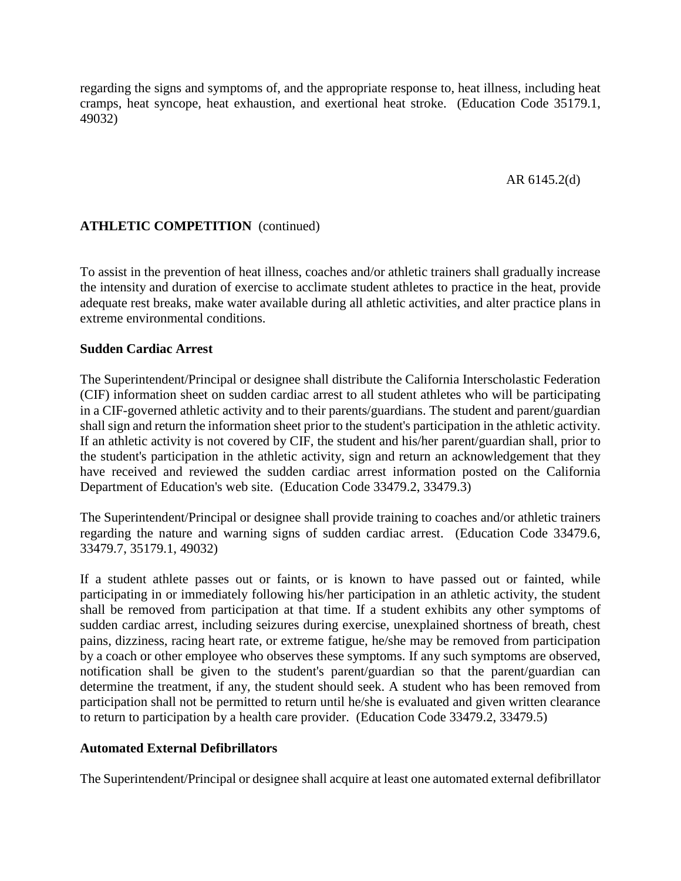regarding the signs and symptoms of, and the appropriate response to, heat illness, including heat cramps, heat syncope, heat exhaustion, and exertional heat stroke. (Education Code 35179.1, 49032)

**ATHLETIC COMPETITION** (continued)

To assist in the prevention of heat illness, coaches and/or athletic trainers shall gradually increase the intensity and duration of exercise to acclimate student athletes to practice in the heat, provide adequate rest breaks, make water available during all athletic activities, and alter practice plans in extreme environmental conditions.

**Sudden Cardiac Arrest**

The Superintendent/Principal or designee shall distribute the California Interscholastic Federation (CIF) information sheet on sudden cardiac arrest to all student athletes who will be participating in a CIF-governed athletic activity and to their parents/guardians. The student and parent/guardian shall sign and return the information sheet prior to the student's participation in the athletic activity. If an athletic activity is not covered by CIF, the student and his/her parent/guardian shall, prior to the student's participation in the athletic activity, sign and return an acknowledgement that they have received and reviewed the sudden cardiac arrest information posted on the California Department of Education's web site. (Education Code 33479.2, 33479.3)

The Superintendent/Principal or designee shall provide training to coaches and/or athletic trainers regarding the nature and warning signs of sudden cardiac arrest. (Education Code 33479.6, 33479.7, 35179.1, 49032)

If a student athlete passes out or faints, or is known to have passed out or fainted, while participating in or immediately following his/her participation in an athletic activity, the student shall be removed from participation at that time. If a student exhibits any other symptoms of sudden cardiac arrest, including seizures during exercise, unexplained shortness of breath, chest pains, dizziness, racing heart rate, or extreme fatigue, he/she may be removed from participation by a coach or other employee who observes these symptoms. If any such symptoms are observed, notification shall be given to the student's parent/guardian so that the parent/guardian can determine the treatment, if any, the student should seek. A student who has been removed from participation shall not be permitted to return until he/she is evaluated and given written clearance to return to participation by a health care provider. (Education Code 33479.2, 33479.5)

**Automated External Defibrillators**

The Superintendent/Principal or designee shall acquire at least one automated external defibrillator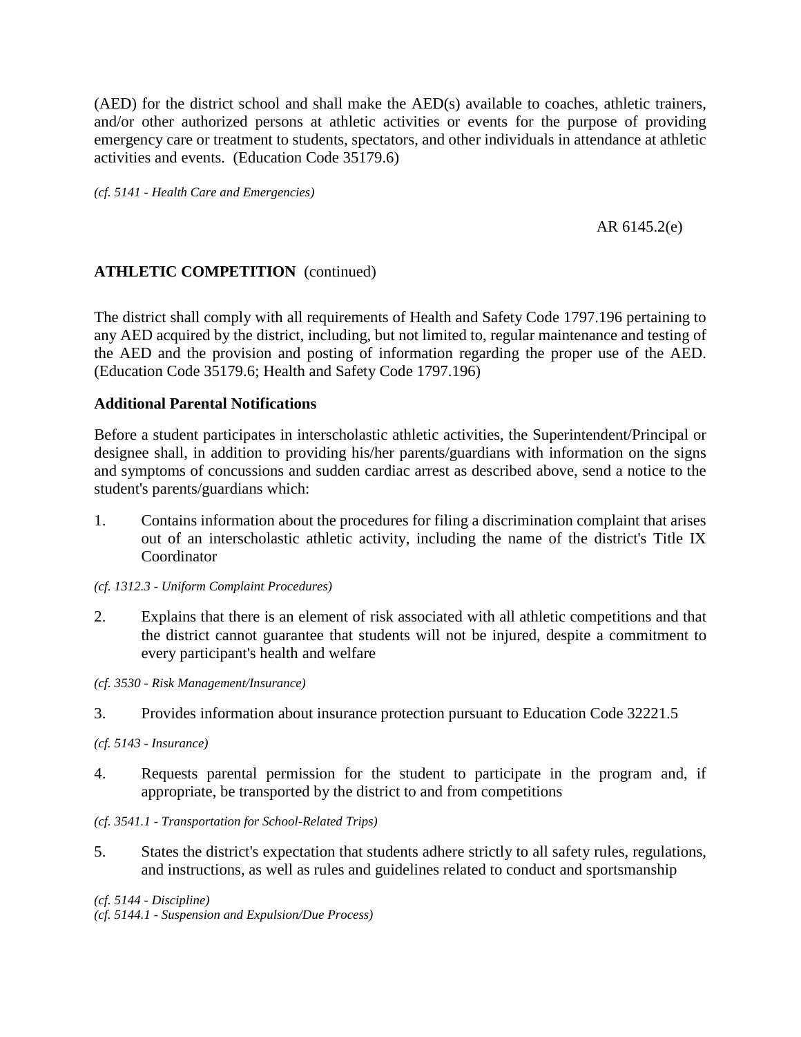(AED) for the district school and shall make the AED(s) available to coaches, athletic trainers, and/or other authorized persons at athletic activities or events for the purpose of providing emergency care or treatment to students, spectators, and other individuals in attendance at athletic activities and events. (Education Code 35179.6)

*(cf. 5141 - Health Care and Emergencies)*

**ATHLETIC COMPETITION** (continued)

The district shall comply with all requirements of Health and Safety Code 1797.196 pertaining to any AED acquired by the district, including, but not limited to, regular maintenance and testing of the AED and the provision and posting of information regarding the proper use of the AED. (Education Code 35179.6; Health and Safety Code 1797.196)

**Additional Parental Notifications**

Before a student participates in interscholastic athletic activities, the Superintendent/Principal or designee shall, in addition to providing his/her parents/guardians with information on the signs and symptoms of concussions and sudden cardiac arrest as described above, send a notice to the student's parents/guardians which:

1. Contains information about the procedures for filing a discrimination complaint that arises out of an interscholastic athletic activity, including the name of the district's Title IX Coordinator

*(cf. 1312.3 - Uniform Complaint Procedures)*

2. Explains that there is an element of risk associated with all athletic competitions and that the district cannot guarantee that students will not be injured, despite a commitment to every participant's health and welfare

*(cf. 3530 - Risk Management/Insurance)*

3. Provides information about insurance protection pursuant to Education Code 32221.5

*(cf. 5143 - Insurance)*

4. Requests parental permission for the student to participate in the program and, if appropriate, be transported by the district to and from competitions

*(cf. 3541.1 - Transportation for School-Related Trips)*

5. States the district's expectation that students adhere strictly to all safety rules, regulations, and instructions, as well as rules and guidelines related to conduct and sportsmanship

*(cf. 5144 - Discipline)*
*(cf. 5144.1 - Suspension and Expulsion/Due Process)*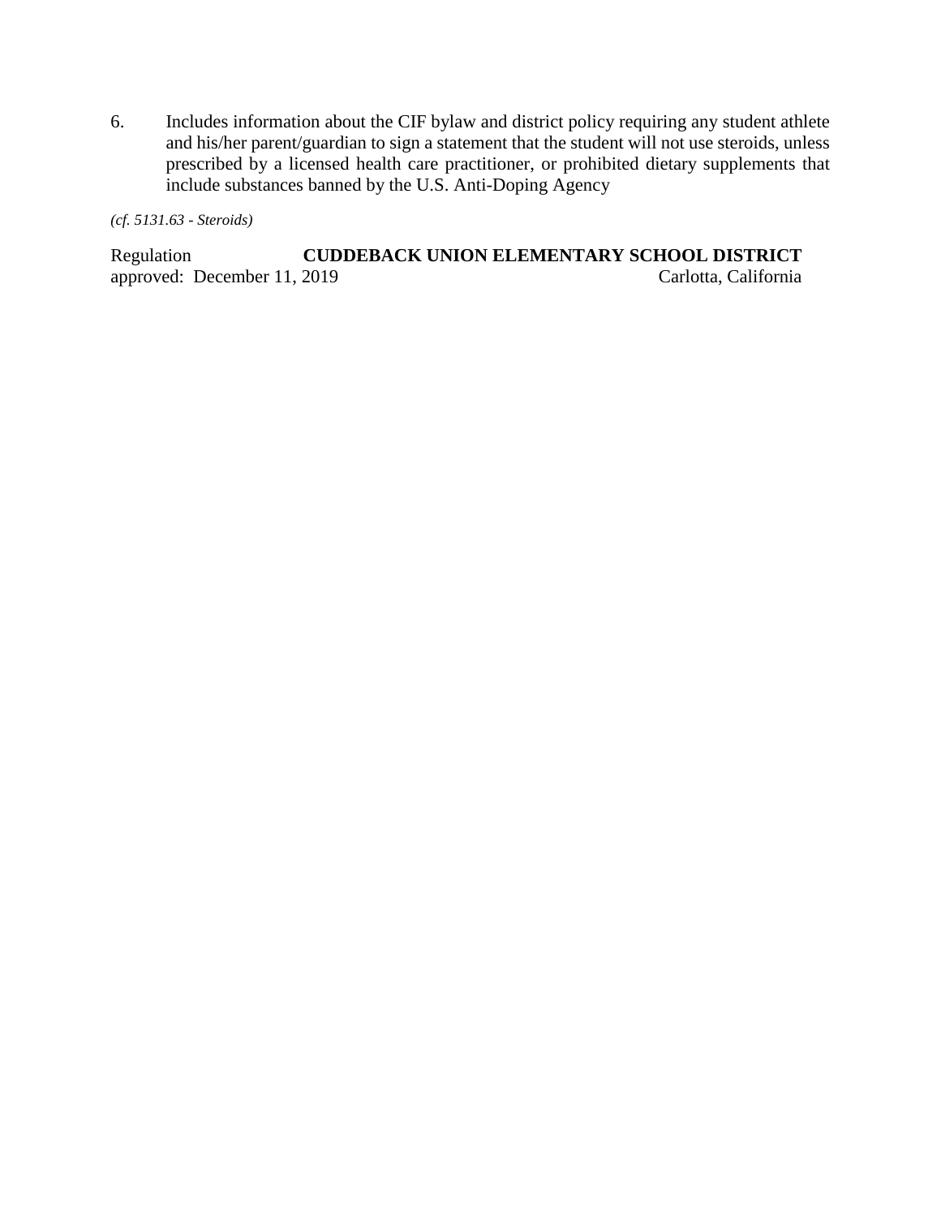6. Includes information about the CIF bylaw and district policy requiring any student athlete and his/her parent/guardian to sign a statement that the student will not use steroids, unless prescribed by a licensed health care practitioner, or prohibited dietary supplements that include substances banned by the U.S. Anti-Doping Agency

*(cf. 5131.63 - Steroids)*

Regulation **CUDDEBACK UNION ELEMENTARY SCHOOL DISTRICT**
approved: December 11, 2019 Carlotta, California